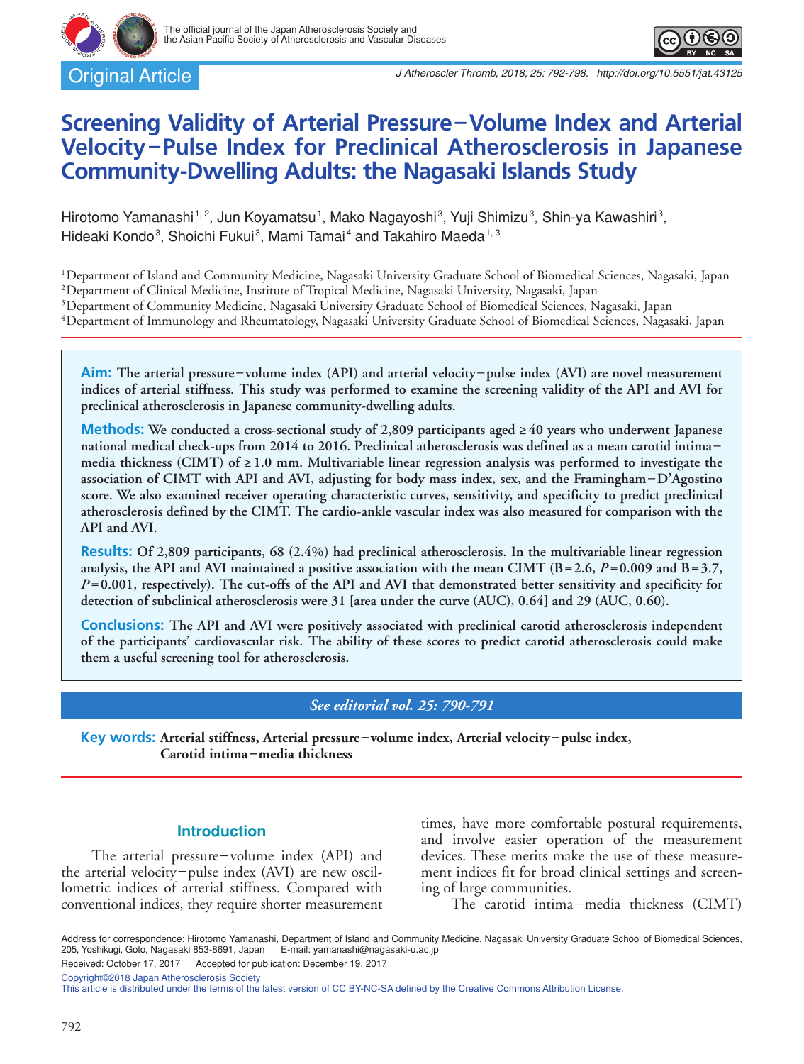Original Article

# Screening Validity of Arterial Pressure−Volume Index and Arterial Velocity−Pulse Index for Preclinical Atherosclerosis in Japanese Community-Dwelling Adults: the Nagasaki Islands Study

Hirotomo Yamanashi[1,2], Jun Koyamatsu[1], Mako Nagayoshi[3], Yuji Shimizu[3], Shin-ya Kawashiri[3], Hideaki Kondo[3], Shoichi Fukui[3], Mami Tamai[4] and Takahiro Maeda[1,3]

[1] Department of Island and Community Medicine, Nagasaki University Graduate School of Biomedical Sciences, Nagasaki, Japan
[2] Department of Clinical Medicine, Institute of Tropical Medicine, Nagasaki University, Nagasaki, Japan
[3] Department of Community Medicine, Nagasaki University Graduate School of Biomedical Sciences, Nagasaki, Japan
[4] Department of Immunology and Rheumatology, Nagasaki University Graduate School of Biomedical Sciences, Nagasaki, Japan

**Aim:** The arterial pressure−volume index (API) and arterial velocity−pulse index (AVI) are novel measurement indices of arterial stiffness. This study was performed to examine the screening validity of the API and AVI for preclinical atherosclerosis in Japanese community-dwelling adults.

**Methods:** We conducted a cross-sectional study of 2,809 participants aged ≥40 years who underwent Japanese national medical check-ups from 2014 to 2016. Preclinical atherosclerosis was defined as a mean carotid intima−media thickness (CIMT) of ≥1.0 mm. Multivariable linear regression analysis was performed to investigate the association of CIMT with API and AVI, adjusting for body mass index, sex, and the Framingham−D'Agostino score. We also examined receiver operating characteristic curves, sensitivity, and specificity to predict preclinical atherosclerosis defined by the CIMT. The cardio-ankle vascular index was also measured for comparison with the API and AVI.

**Results:** Of 2,809 participants, 68 (2.4%) had preclinical atherosclerosis. In the multivariable linear regression analysis, the API and AVI maintained a positive association with the mean CIMT (B = 2.6, $P$ = 0.009 and B = 3.7, $P$ = 0.001, respectively). The cut-offs of the API and AVI that demonstrated better sensitivity and specificity for detection of subclinical atherosclerosis were 31 [area under the curve (AUC), 0.64] and 29 (AUC, 0.60).

**Conclusions:** The API and AVI were positively associated with preclinical carotid atherosclerosis independent of the participants' cardiovascular risk. The ability of these scores to predict carotid atherosclerosis could make them a useful screening tool for atherosclerosis.

*See editorial vol. 25: 790-791*

**Key words:** Arterial stiffness, Arterial pressure−volume index, Arterial velocity−pulse index, Carotid intima−media thickness

## Introduction

The arterial pressure−volume index (API) and the arterial velocity−pulse index (AVI) are new oscillometric indices of arterial stiffness. Compared with conventional indices, they require shorter measurement times, have more comfortable postural requirements, and involve easier operation of the measurement devices. These merits make the use of these measurement indices fit for broad clinical settings and screening of large communities.

The carotid intima−media thickness (CIMT)

Address for correspondence: Hirotomo Yamanashi, Department of Island and Community Medicine, Nagasaki University Graduate School of Biomedical Sciences, 205, Yoshikugi, Goto, Nagasaki 853-8691, Japan E-mail: yamanashi@nagasaki-u.ac.jp
Received: October 17, 2017 Accepted for publication: December 19, 2017

Copyright©2018 Japan Atherosclerosis Society
This article is distributed under the terms of the latest version of CC BY-NC-SA defined by the Creative Commons Attribution License.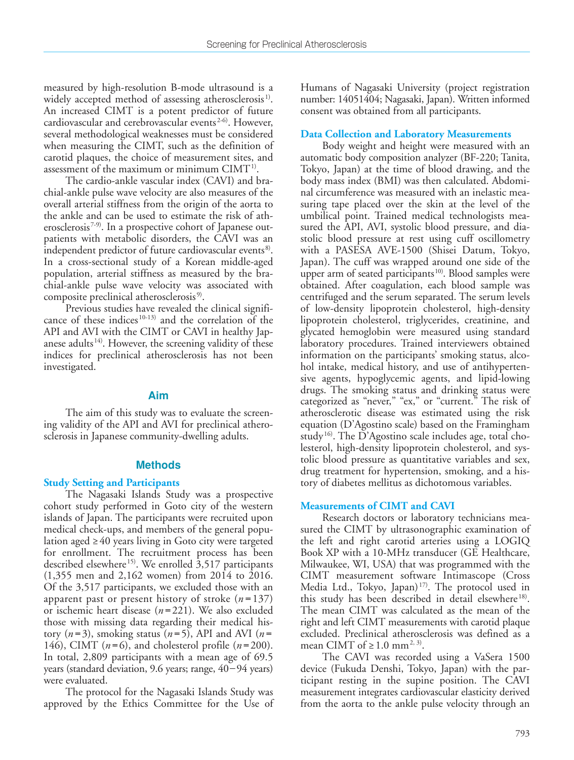measured by high-resolution B-mode ultrasound is a widely accepted method of assessing atherosclerosis[1]. An increased CIMT is a potent predictor of future cardiovascular and cerebrovascular events[2-6]. However, several methodological weaknesses must be considered when measuring the CIMT, such as the definition of carotid plaques, the choice of measurement sites, and assessment of the maximum or minimum CIMT[1].

The cardio-ankle vascular index (CAVI) and brachial-ankle pulse wave velocity are also measures of the overall arterial stiffness from the origin of the aorta to the ankle and can be used to estimate the risk of atherosclerosis[7-9]. In a prospective cohort of Japanese outpatients with metabolic disorders, the CAVI was an independent predictor of future cardiovascular events[8]. In a cross-sectional study of a Korean middle-aged population, arterial stiffness as measured by the brachial-ankle pulse wave velocity was associated with composite preclinical atherosclerosis[9].

Previous studies have revealed the clinical significance of these indices[10-13] and the correlation of the API and AVI with the CIMT or CAVI in healthy Japanese adults[14]. However, the screening validity of these indices for preclinical atherosclerosis has not been investigated.

## Aim

The aim of this study was to evaluate the screening validity of the API and AVI for preclinical atherosclerosis in Japanese community-dwelling adults.

## Methods

### Study Setting and Participants

The Nagasaki Islands Study was a prospective cohort study performed in Goto city of the western islands of Japan. The participants were recruited upon medical check-ups, and members of the general population aged ≥40 years living in Goto city were targeted for enrollment. The recruitment process has been described elsewhere[15]. We enrolled 3,517 participants (1,355 men and 2,162 women) from 2014 to 2016. Of the 3,517 participants, we excluded those with an apparent past or present history of stroke ($n$=137) or ischemic heart disease ($n$=221). We also excluded those with missing data regarding their medical history ($n$=3), smoking status ($n$=5), API and AVI ($n$=146), CIMT ($n$=6), and cholesterol profile ($n$=200). In total, 2,809 participants with a mean age of 69.5 years (standard deviation, 9.6 years; range, 40−94 years) were evaluated.

The protocol for the Nagasaki Islands Study was approved by the Ethics Committee for the Use of Humans of Nagasaki University (project registration number: 14051404; Nagasaki, Japan). Written informed consent was obtained from all participants.

### Data Collection and Laboratory Measurements

Body weight and height were measured with an automatic body composition analyzer (BF-220; Tanita, Tokyo, Japan) at the time of blood drawing, and the body mass index (BMI) was then calculated. Abdominal circumference was measured with an inelastic measuring tape placed over the skin at the level of the umbilical point. Trained medical technologists measured the API, AVI, systolic blood pressure, and diastolic blood pressure at rest using cuff oscillometry with a PASESA AVE-1500 (Shisei Datum, Tokyo, Japan). The cuff was wrapped around one side of the upper arm of seated participants[10]. Blood samples were obtained. After coagulation, each blood sample was centrifuged and the serum separated. The serum levels of low-density lipoprotein cholesterol, high-density lipoprotein cholesterol, triglycerides, creatinine, and glycated hemoglobin were measured using standard laboratory procedures. Trained interviewers obtained information on the participants' smoking status, alcohol intake, medical history, and use of antihypertensive agents, hypoglycemic agents, and lipid-lowing drugs. The smoking status and drinking status were categorized as "never," "ex," or "current." The risk of atherosclerotic disease was estimated using the risk equation (D'Agostino scale) based on the Framingham study[16]. The D'Agostino scale includes age, total cholesterol, high-density lipoprotein cholesterol, and systolic blood pressure as quantitative variables and sex, drug treatment for hypertension, smoking, and a history of diabetes mellitus as dichotomous variables.

### Measurements of CIMT and CAVI

Research doctors or laboratory technicians measured the CIMT by ultrasonographic examination of the left and right carotid arteries using a LOGIQ Book XP with a 10-MHz transducer (GE Healthcare, Milwaukee, WI, USA) that was programmed with the CIMT measurement software Intimascope (Cross Media Ltd., Tokyo, Japan)[17]. The protocol used in this study has been described in detail elsewhere[18]. The mean CIMT was calculated as the mean of the right and left CIMT measurements with carotid plaque excluded. Preclinical atherosclerosis was defined as a mean CIMT of ≥1.0 mm[2, 3].

The CAVI was recorded using a VaSera 1500 device (Fukuda Denshi, Tokyo, Japan) with the participant resting in the supine position. The CAVI measurement integrates cardiovascular elasticity derived from the aorta to the ankle pulse velocity through an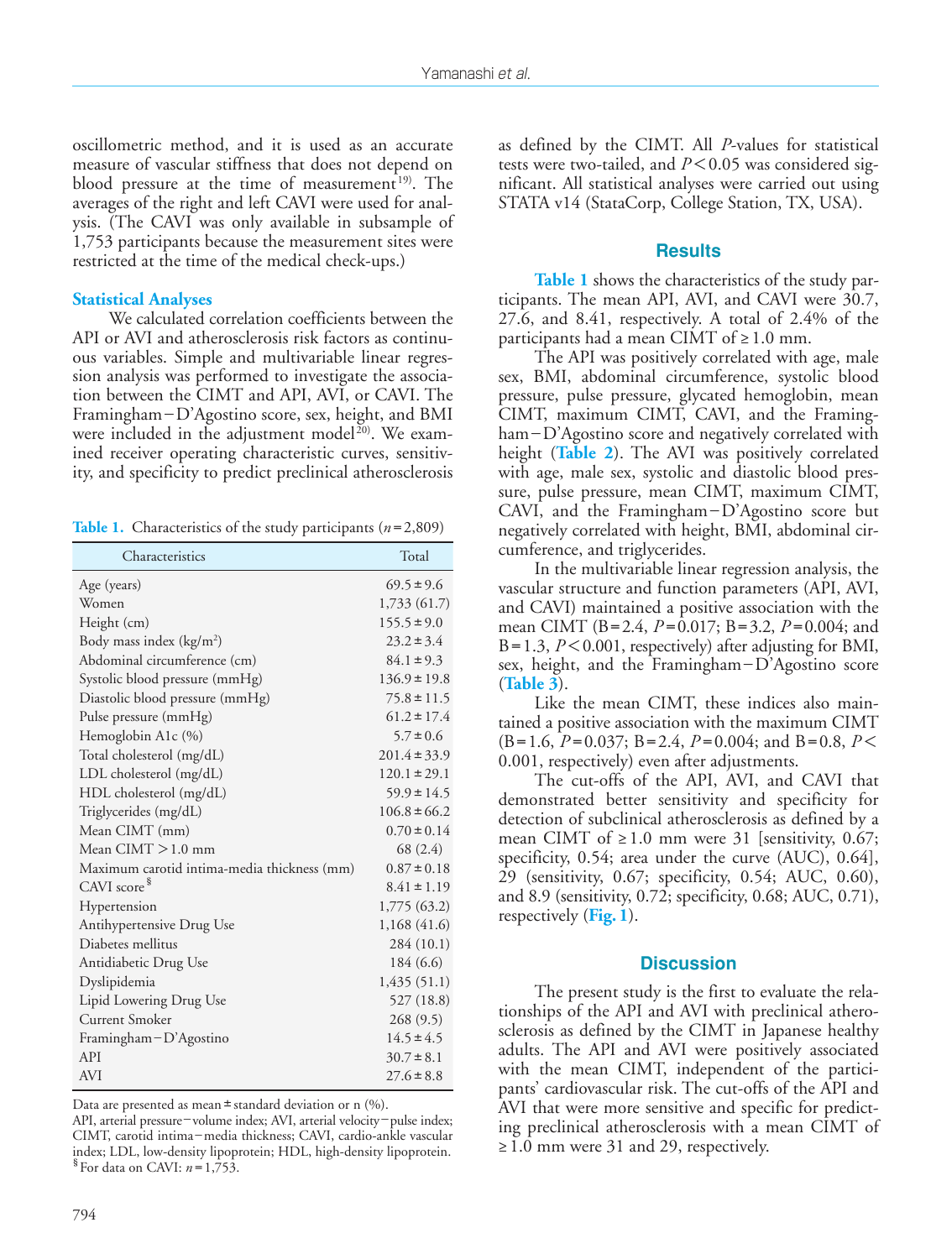oscillometric method, and it is used as an accurate measure of vascular stiffness that does not depend on blood pressure at the time of measurement[19]. The averages of the right and left CAVI were used for analysis. (The CAVI was only available in subsample of 1,753 participants because the measurement sites were restricted at the time of the medical check-ups.)

### Statistical Analyses

We calculated correlation coefficients between the API or AVI and atherosclerosis risk factors as continuous variables. Simple and multivariable linear regression analysis was performed to investigate the association between the CIMT and API, AVI, or CAVI. The Framingham−D'Agostino score, sex, height, and BMI were included in the adjustment model[20]. We examined receiver operating characteristic curves, sensitivity, and specificity to predict preclinical atherosclerosis as defined by the CIMT. All *P*-values for statistical tests were two-tailed, and $P < 0.05$ was considered significant. All statistical analyses were carried out using STATA v14 (StataCorp, College Station, TX, USA).

**Table 1.** Characteristics of the study participants ($n = 2,809$)

| Characteristics | Total |
|---|---|
| Age (years) | 69.5 ± 9.6 |
| Women | 1,733 (61.7) |
| Height (cm) | 155.5 ± 9.0 |
| Body mass index (kg/m$^2$) | 23.2 ± 3.4 |
| Abdominal circumference (cm) | 84.1 ± 9.3 |
| Systolic blood pressure (mmHg) | 136.9 ± 19.8 |
| Diastolic blood pressure (mmHg) | 75.8 ± 11.5 |
| Pulse pressure (mmHg) | 61.2 ± 17.4 |
| Hemoglobin A1c (%) | 5.7 ± 0.6 |
| Total cholesterol (mg/dL) | 201.4 ± 33.9 |
| LDL cholesterol (mg/dL) | 120.1 ± 29.1 |
| HDL cholesterol (mg/dL) | 59.9 ± 14.5 |
| Triglycerides (mg/dL) | 106.8 ± 66.2 |
| Mean CIMT (mm) | 0.70 ± 0.14 |
| Mean CIMT > 1.0 mm | 68 (2.4) |
| Maximum carotid intima-media thickness (mm) | 0.87 ± 0.18 |
| CAVI score[§] | 8.41 ± 1.19 |
| Hypertension | 1,775 (63.2) |
| Antihypertensive Drug Use | 1,168 (41.6) |
| Diabetes mellitus | 284 (10.1) |
| Antidiabetic Drug Use | 184 (6.6) |
| Dyslipidemia | 1,435 (51.1) |
| Lipid Lowering Drug Use | 527 (18.8) |
| Current Smoker | 268 (9.5) |
| Framingham−D'Agostino | 14.5 ± 4.5 |
| API | 30.7 ± 8.1 |
| AVI | 27.6 ± 8.8 |

Data are presented as mean ± standard deviation or n (%).
API, arterial pressure−volume index; AVI, arterial velocity−pulse index; CIMT, carotid intima−media thickness; CAVI, cardio-ankle vascular index; LDL, low-density lipoprotein; HDL, high-density lipoprotein.
[§] For data on CAVI: $n = 1,753$.

## Results

**Table 1** shows the characteristics of the study participants. The mean API, AVI, and CAVI were 30.7, 27.6, and 8.41, respectively. A total of 2.4% of the participants had a mean CIMT of ≥ 1.0 mm.

The API was positively correlated with age, male sex, BMI, abdominal circumference, systolic blood pressure, pulse pressure, glycated hemoglobin, mean CIMT, maximum CIMT, CAVI, and the Framingham−D'Agostino score and negatively correlated with height (**Table 2**). The AVI was positively correlated with age, male sex, systolic and diastolic blood pressure, pulse pressure, mean CIMT, maximum CIMT, CAVI, and the Framingham−D'Agostino score but negatively correlated with height, BMI, abdominal circumference, and triglycerides.

In the multivariable linear regression analysis, the vascular structure and function parameters (API, AVI, and CAVI) maintained a positive association with the mean CIMT (B = 2.4, $P = 0.017$; B = 3.2, $P = 0.004$; and B = 1.3, $P < 0.001$, respectively) after adjusting for BMI, sex, height, and the Framingham−D'Agostino score (**Table 3**).

Like the mean CIMT, these indices also maintained a positive association with the maximum CIMT (B = 1.6, $P = 0.037$; B = 2.4, $P = 0.004$; and B = 0.8, $P < 0.001$, respectively) even after adjustments.

The cut-offs of the API, AVI, and CAVI that demonstrated better sensitivity and specificity for detection of subclinical atherosclerosis as defined by a mean CIMT of ≥ 1.0 mm were 31 [sensitivity, 0.67; specificity, 0.54; area under the curve (AUC), 0.64], 29 (sensitivity, 0.67; specificity, 0.54; AUC, 0.60), and 8.9 (sensitivity, 0.72; specificity, 0.68; AUC, 0.71), respectively (**Fig. 1**).

## Discussion

The present study is the first to evaluate the relationships of the API and AVI with preclinical atherosclerosis as defined by the CIMT in Japanese healthy adults. The API and AVI were positively associated with the mean CIMT, independent of the participants' cardiovascular risk. The cut-offs of the API and AVI that were more sensitive and specific for predicting preclinical atherosclerosis with a mean CIMT of ≥ 1.0 mm were 31 and 29, respectively.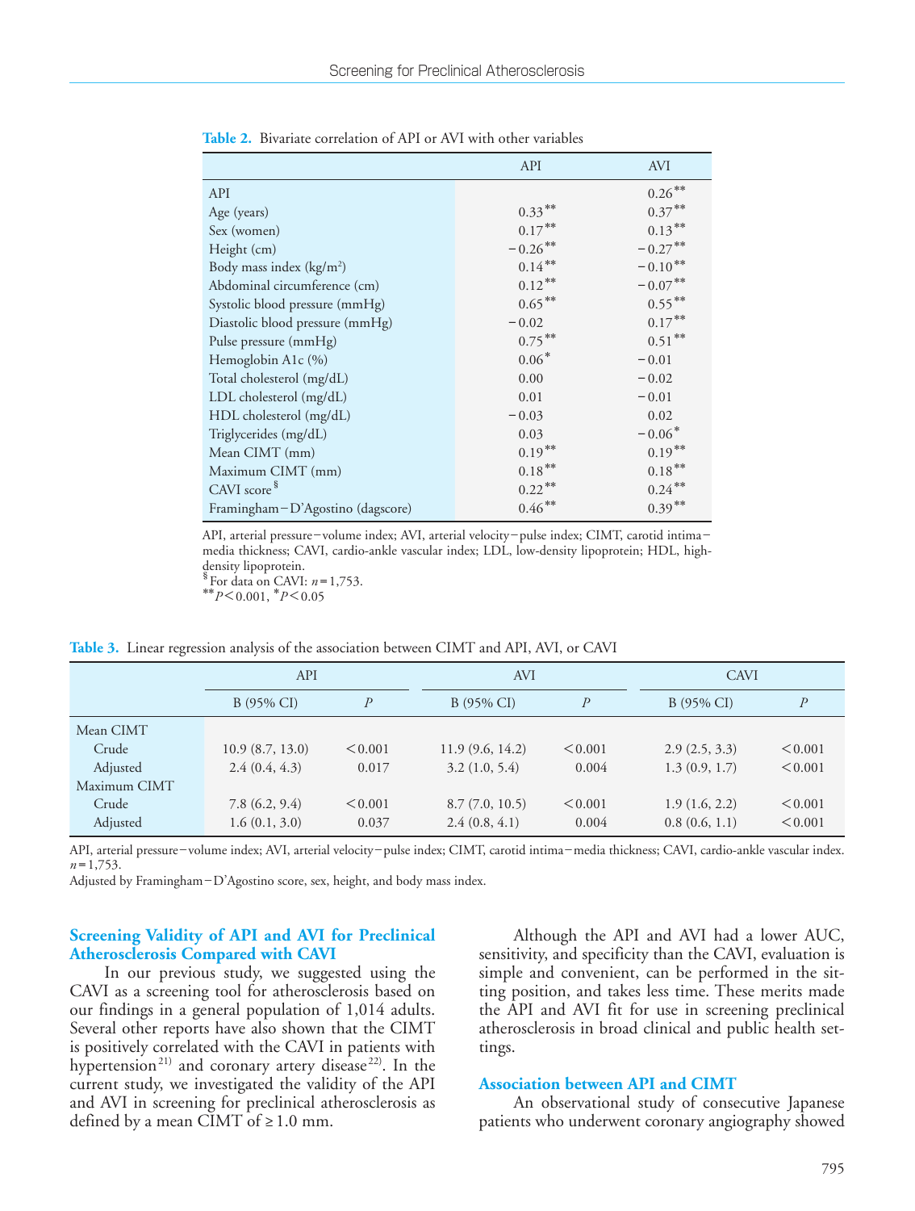**Table 2.** Bivariate correlation of API or AVI with other variables

| | API | AVI |
|---|---|---|
| API | | 0.26** |
| Age (years) | 0.33** | 0.37** |
| Sex (women) | 0.17** | 0.13** |
| Height (cm) | −0.26** | −0.27** |
| Body mass index (kg/m²) | 0.14** | −0.10** |
| Abdominal circumference (cm) | 0.12** | −0.07** |
| Systolic blood pressure (mmHg) | 0.65** | 0.55** |
| Diastolic blood pressure (mmHg) | −0.02 | 0.17** |
| Pulse pressure (mmHg) | 0.75** | 0.51** |
| Hemoglobin A1c (%) | 0.06* | −0.01 |
| Total cholesterol (mg/dL) | 0.00 | −0.02 |
| LDL cholesterol (mg/dL) | 0.01 | −0.01 |
| HDL cholesterol (mg/dL) | −0.03 | 0.02 |
| Triglycerides (mg/dL) | 0.03 | −0.06* |
| Mean CIMT (mm) | 0.19** | 0.19** |
| Maximum CIMT (mm) | 0.18** | 0.18** |
| CAVI score§ | 0.22** | 0.24** |
| Framingham−D'Agostino (dagscore) | 0.46** | 0.39** |

API, arterial pressure−volume index; AVI, arterial velocity−pulse index; CIMT, carotid intima−media thickness; CAVI, cardio-ankle vascular index; LDL, low-density lipoprotein; HDL, high-density lipoprotein.
§For data on CAVI: $n = 1{,}753$.
**$P < 0.001$, *$P < 0.05$

**Table 3.** Linear regression analysis of the association between CIMT and API, AVI, or CAVI

| | API | | AVI | | CAVI | |
|---|---|---|---|---|---|---|
| | B (95% CI) | *P* | B (95% CI) | *P* | B (95% CI) | *P* |
| Mean CIMT | | | | | | |
| Crude | 10.9 (8.7, 13.0) | <0.001 | 11.9 (9.6, 14.2) | <0.001 | 2.9 (2.5, 3.3) | <0.001 |
| Adjusted | 2.4 (0.4, 4.3) | 0.017 | 3.2 (1.0, 5.4) | 0.004 | 1.3 (0.9, 1.7) | <0.001 |
| Maximum CIMT | | | | | | |
| Crude | 7.8 (6.2, 9.4) | <0.001 | 8.7 (7.0, 10.5) | <0.001 | 1.9 (1.6, 2.2) | <0.001 |
| Adjusted | 1.6 (0.1, 3.0) | 0.037 | 2.4 (0.8, 4.1) | 0.004 | 0.8 (0.6, 1.1) | <0.001 |

API, arterial pressure−volume index; AVI, arterial velocity−pulse index; CIMT, carotid intima−media thickness; CAVI, cardio-ankle vascular index. $n = 1{,}753$.
Adjusted by Framingham−D'Agostino score, sex, height, and body mass index.

### Screening Validity of API and AVI for Preclinical Atherosclerosis Compared with CAVI

In our previous study, we suggested using the CAVI as a screening tool for atherosclerosis based on our findings in a general population of 1,014 adults. Several other reports have also shown that the CIMT is positively correlated with the CAVI in patients with hypertension[21] and coronary artery disease[22]. In the current study, we investigated the validity of the API and AVI in screening for preclinical atherosclerosis as defined by a mean CIMT of ≥1.0 mm.

Although the API and AVI had a lower AUC, sensitivity, and specificity than the CAVI, evaluation is simple and convenient, can be performed in the sitting position, and takes less time. These merits made the API and AVI fit for use in screening preclinical atherosclerosis in broad clinical and public health settings.

### Association between API and CIMT

An observational study of consecutive Japanese patients who underwent coronary angiography showed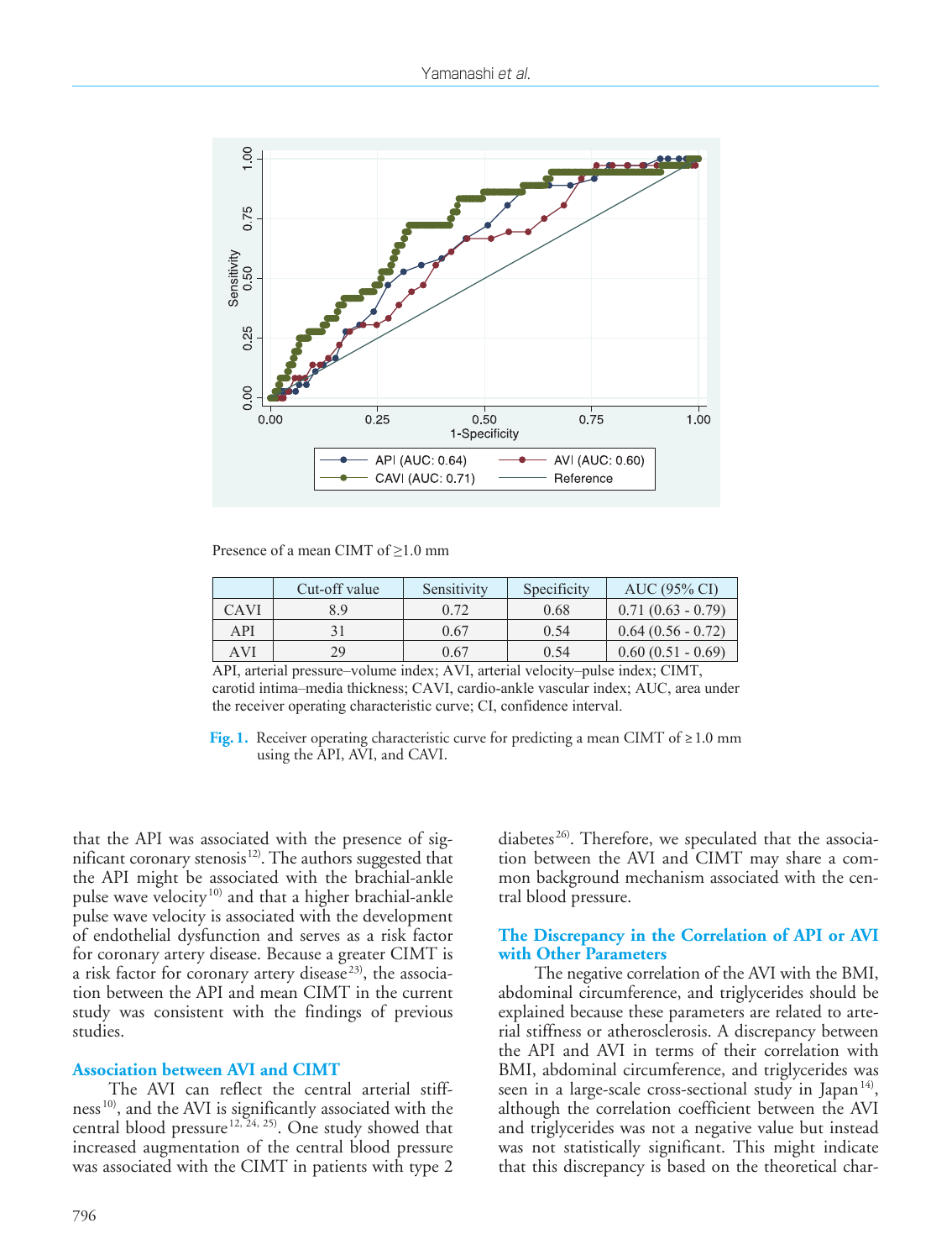Presence of a mean CIMT of ≥1.0 mm

| | Cut-off value | Sensitivity | Specificity | AUC (95% CI) |
|---|---|---|---|---|
| CAVI | 8.9 | 0.72 | 0.68 | 0.71 (0.63 - 0.79) |
| API | 31 | 0.67 | 0.54 | 0.64 (0.56 - 0.72) |
| AVI | 29 | 0.67 | 0.54 | 0.60 (0.51 - 0.69) |

API, arterial pressure–volume index; AVI, arterial velocity–pulse index; CIMT, carotid intima–media thickness; CAVI, cardio-ankle vascular index; AUC, area under the receiver operating characteristic curve; CI, confidence interval.

**Fig. 1.** Receiver operating characteristic curve for predicting a mean CIMT of ≥1.0 mm using the API, AVI, and CAVI.

that the API was associated with the presence of significant coronary stenosis[12]. The authors suggested that the API might be associated with the brachial-ankle pulse wave velocity[10] and that a higher brachial-ankle pulse wave velocity is associated with the development of endothelial dysfunction and serves as a risk factor for coronary artery disease. Because a greater CIMT is a risk factor for coronary artery disease[23], the association between the API and mean CIMT in the current study was consistent with the findings of previous studies.

### Association between AVI and CIMT

The AVI can reflect the central arterial stiffness[10], and the AVI is significantly associated with the central blood pressure[12, 24, 25]. One study showed that increased augmentation of the central blood pressure was associated with the CIMT in patients with type 2 diabetes[26]. Therefore, we speculated that the association between the AVI and CIMT may share a common background mechanism associated with the central blood pressure.

### The Discrepancy in the Correlation of API or AVI with Other Parameters

The negative correlation of the AVI with the BMI, abdominal circumference, and triglycerides should be explained because these parameters are related to arterial stiffness or atherosclerosis. A discrepancy between the API and AVI in terms of their correlation with BMI, abdominal circumference, and triglycerides was seen in a large-scale cross-sectional study in Japan[14], although the correlation coefficient between the AVI and triglycerides was not a negative value but instead was not statistically significant. This might indicate that this discrepancy is based on the theoretical char-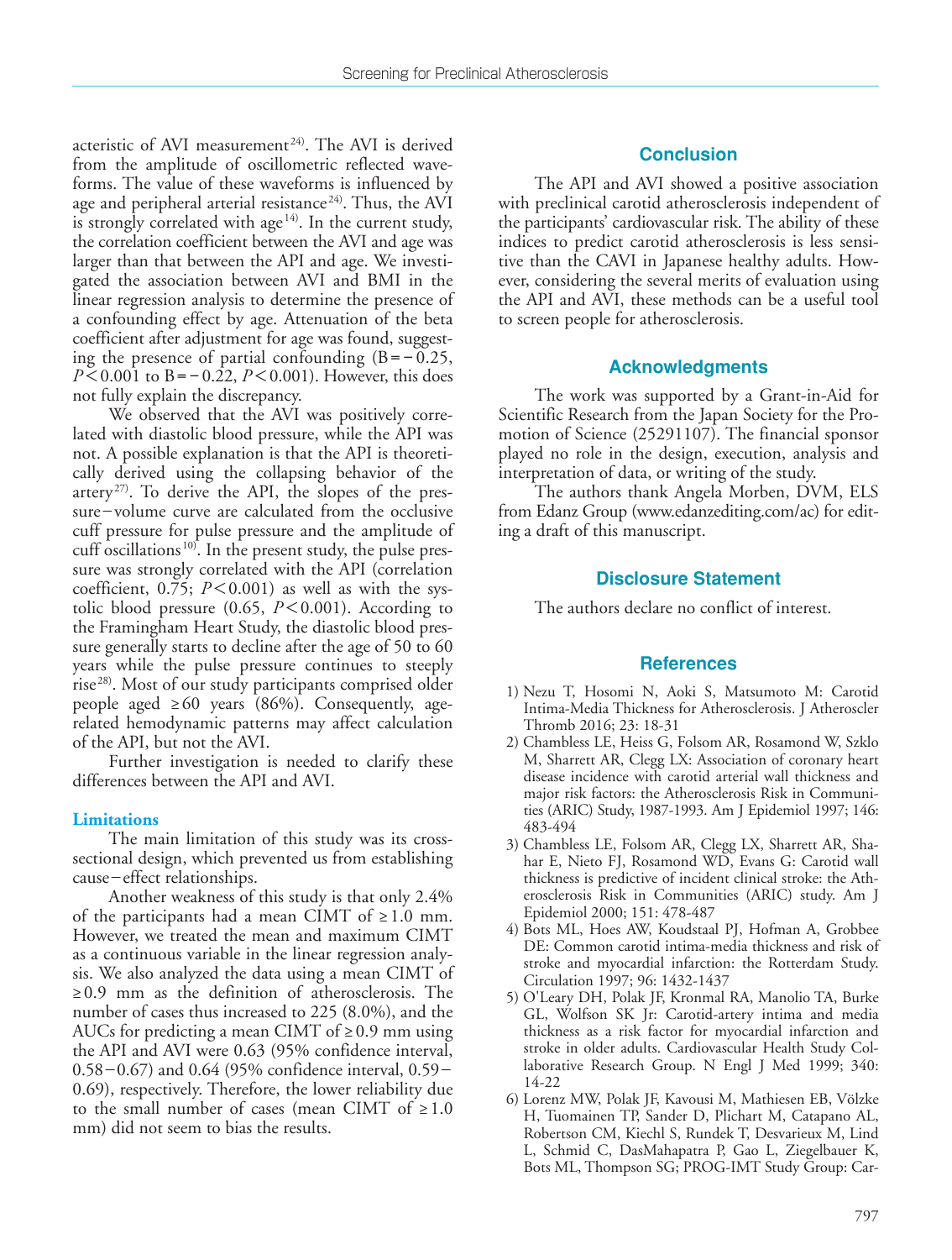acteristic of AVI measurement[24]. The AVI is derived from the amplitude of oscillometric reflected waveforms. The value of these waveforms is influenced by age and peripheral arterial resistance[24]. Thus, the AVI is strongly correlated with age[14]. In the current study, the correlation coefficient between the AVI and age was larger than that between the API and age. We investigated the association between AVI and BMI in the linear regression analysis to determine the presence of a confounding effect by age. Attenuation of the beta coefficient after adjustment for age was found, suggesting the presence of partial confounding (B = −0.25, $P < 0.001$ to B = −0.22, $P < 0.001$). However, this does not fully explain the discrepancy.

We observed that the AVI was positively correlated with diastolic blood pressure, while the API was not. A possible explanation is that the API is theoretically derived using the collapsing behavior of the artery[27]. To derive the API, the slopes of the pressure−volume curve are calculated from the occlusive cuff pressure for pulse pressure and the amplitude of cuff oscillations[10]. In the present study, the pulse pressure was strongly correlated with the API (correlation coefficient, 0.75; $P < 0.001$) as well as with the systolic blood pressure (0.65, $P < 0.001$). According to the Framingham Heart Study, the diastolic blood pressure generally starts to decline after the age of 50 to 60 years while the pulse pressure continues to steeply rise[28]. Most of our study participants comprised older people aged ≥60 years (86%). Consequently, age-related hemodynamic patterns may affect calculation of the API, but not the AVI.

Further investigation is needed to clarify these differences between the API and AVI.

### Limitations

The main limitation of this study was its cross-sectional design, which prevented us from establishing cause−effect relationships.

Another weakness of this study is that only 2.4% of the participants had a mean CIMT of ≥1.0 mm. However, we treated the mean and maximum CIMT as a continuous variable in the linear regression analysis. We also analyzed the data using a mean CIMT of ≥0.9 mm as the definition of atherosclerosis. The number of cases thus increased to 225 (8.0%), and the AUCs for predicting a mean CIMT of ≥0.9 mm using the API and AVI were 0.63 (95% confidence interval, 0.58−0.67) and 0.64 (95% confidence interval, 0.59−0.69), respectively. Therefore, the lower reliability due to the small number of cases (mean CIMT of ≥1.0 mm) did not seem to bias the results.

## Conclusion

The API and AVI showed a positive association with preclinical carotid atherosclerosis independent of the participants' cardiovascular risk. The ability of these indices to predict carotid atherosclerosis is less sensitive than the CAVI in Japanese healthy adults. However, considering the several merits of evaluation using the API and AVI, these methods can be a useful tool to screen people for atherosclerosis.

## Acknowledgments

The work was supported by a Grant-in-Aid for Scientific Research from the Japan Society for the Promotion of Science (25291107). The financial sponsor played no role in the design, execution, analysis and interpretation of data, or writing of the study.

The authors thank Angela Morben, DVM, ELS from Edanz Group (www.edanzediting.com/ac) for editing a draft of this manuscript.

## Disclosure Statement

The authors declare no conflict of interest.

## References

1) Nezu T, Hosomi N, Aoki S, Matsumoto M: Carotid Intima-Media Thickness for Atherosclerosis. J Atheroscler Thromb 2016; 23: 18-31
2) Chambless LE, Heiss G, Folsom AR, Rosamond W, Szklo M, Sharrett AR, Clegg LX: Association of coronary heart disease incidence with carotid arterial wall thickness and major risk factors: the Atherosclerosis Risk in Communities (ARIC) Study, 1987-1993. Am J Epidemiol 1997; 146: 483-494
3) Chambless LE, Folsom AR, Clegg LX, Sharrett AR, Shahar E, Nieto FJ, Rosamond WD, Evans G: Carotid wall thickness is predictive of incident clinical stroke: the Atherosclerosis Risk in Communities (ARIC) study. Am J Epidemiol 2000; 151: 478-487
4) Bots ML, Hoes AW, Koudstaal PJ, Hofman A, Grobbee DE: Common carotid intima-media thickness and risk of stroke and myocardial infarction: the Rotterdam Study. Circulation 1997; 96: 1432-1437
5) O'Leary DH, Polak JF, Kronmal RA, Manolio TA, Burke GL, Wolfson SK Jr: Carotid-artery intima and media thickness as a risk factor for myocardial infarction and stroke in older adults. Cardiovascular Health Study Collaborative Research Group. N Engl J Med 1999; 340: 14-22
6) Lorenz MW, Polak JF, Kavousi M, Mathiesen EB, Völzke H, Tuomainen TP, Sander D, Plichart M, Catapano AL, Robertson CM, Kiechl S, Rundek T, Desvarieux M, Lind L, Schmid C, DasMahapatra P, Gao L, Ziegelbauer K, Bots ML, Thompson SG; PROG-IMT Study Group: Car-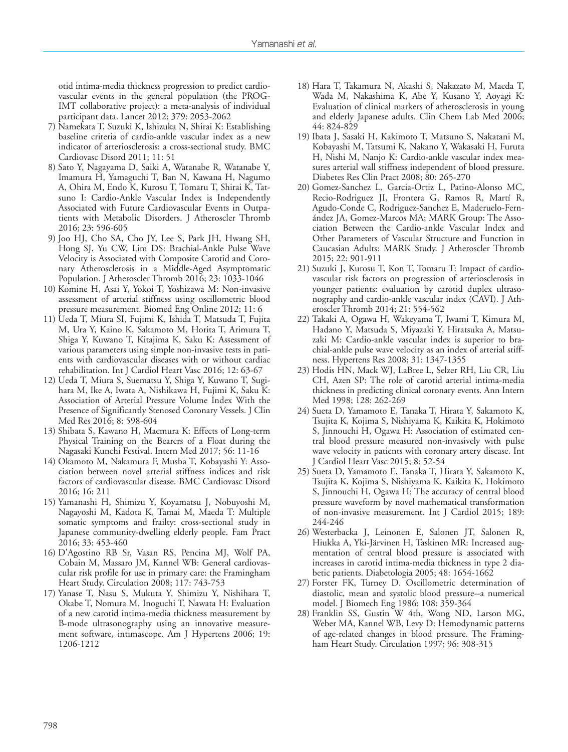otid intima-media thickness progression to predict cardiovascular events in the general population (the PROG-IMT collaborative project): a meta-analysis of individual participant data. Lancet 2012; 379: 2053-2062

7) Namekata T, Suzuki K, Ishizuka N, Shirai K: Establishing baseline criteria of cardio-ankle vascular index as a new indicator of arteriosclerosis: a cross-sectional study. BMC Cardiovasc Disord 2011; 11: 51
8) Sato Y, Nagayama D, Saiki A, Watanabe R, Watanabe Y, Imamura H, Yamaguchi T, Ban N, Kawana H, Nagumo A, Ohira M, Endo K, Kurosu T, Tomaru T, Shirai K, Tatsuno I: Cardio-Ankle Vascular Index is Independently Associated with Future Cardiovascular Events in Outpatients with Metabolic Disorders. J Atheroscler Thromb 2016; 23: 596-605
9) Joo HJ, Cho SA, Cho JY, Lee S, Park JH, Hwang SH, Hong SJ, Yu CW, Lim DS: Brachial-Ankle Pulse Wave Velocity is Associated with Composite Carotid and Coronary Atherosclerosis in a Middle-Aged Asymptomatic Population. J Atheroscler Thromb 2016; 23: 1033-1046
10) Komine H, Asai Y, Yokoi T, Yoshizawa M: Non-invasive assessment of arterial stiffness using oscillometric blood pressure measurement. Biomed Eng Online 2012; 11: 6
11) Ueda T, Miura SI, Fujimi K, Ishida T, Matsuda T, Fujita M, Ura Y, Kaino K, Sakamoto M, Horita T, Arimura T, Shiga Y, Kuwano T, Kitajima K, Saku K: Assessment of various parameters using simple non-invasive tests in patients with cardiovascular diseases with or without cardiac rehabilitation. Int J Cardiol Heart Vasc 2016; 12: 63-67
12) Ueda T, Miura S, Suematsu Y, Shiga Y, Kuwano T, Sugihara M, Ike A, Iwata A, Nishikawa H, Fujimi K, Saku K: Association of Arterial Pressure Volume Index With the Presence of Significantly Stenosed Coronary Vessels. J Clin Med Res 2016; 8: 598-604
13) Shibata S, Kawano H, Maemura K: Effects of Long-term Physical Training on the Bearers of a Float during the Nagasaki Kunchi Festival. Intern Med 2017; 56: 11-16
14) Okamoto M, Nakamura F, Musha T, Kobayashi Y: Association between novel arterial stiffness indices and risk factors of cardiovascular disease. BMC Cardiovasc Disord 2016; 16: 211
15) Yamanashi H, Shimizu Y, Koyamatsu J, Nobuyoshi M, Nagayoshi M, Kadota K, Tamai M, Maeda T: Multiple somatic symptoms and frailty: cross-sectional study in Japanese community-dwelling elderly people. Fam Pract 2016; 33: 453-460
16) D'Agostino RB Sr, Vasan RS, Pencina MJ, Wolf PA, Cobain M, Massaro JM, Kannel WB: General cardiovascular risk profile for use in primary care: the Framingham Heart Study. Circulation 2008; 117: 743-753
17) Yanase T, Nasu S, Mukuta Y, Shimizu Y, Nishihara T, Okabe T, Nomura M, Inoguchi T, Nawata H: Evaluation of a new carotid intima-media thickness measurement by B-mode ultrasonography using an innovative measurement software, intimascope. Am J Hypertens 2006; 19: 1206-1212
18) Hara T, Takamura N, Akashi S, Nakazato M, Maeda T, Wada M, Nakashima K, Abe Y, Kusano Y, Aoyagi K: Evaluation of clinical markers of atherosclerosis in young and elderly Japanese adults. Clin Chem Lab Med 2006; 44: 824-829
19) Ibata J, Sasaki H, Kakimoto T, Matsuno S, Nakatani M, Kobayashi M, Tatsumi K, Nakano Y, Wakasaki H, Furuta H, Nishi M, Nanjo K: Cardio-ankle vascular index measures arterial wall stiffness independent of blood pressure. Diabetes Res Clin Pract 2008; 80: 265-270
20) Gomez-Sanchez L, Garcia-Ortiz L, Patino-Alonso MC, Recio-Rodriguez JI, Frontera G, Ramos R, Martí R, Agudo-Conde C, Rodriguez-Sanchez E, Maderuelo-Fernández JA, Gomez-Marcos MA; MARK Group: The Association Between the Cardio-ankle Vascular Index and Other Parameters of Vascular Structure and Function in Caucasian Adults: MARK Study. J Atheroscler Thromb 2015; 22: 901-911
21) Suzuki J, Kurosu T, Kon T, Tomaru T: Impact of cardiovascular risk factors on progression of arteriosclerosis in younger patients: evaluation by carotid duplex ultrasonography and cardio-ankle vascular index (CAVI). J Atheroscler Thromb 2014; 21: 554-562
22) Takaki A, Ogawa H, Wakeyama T, Iwami T, Kimura M, Hadano Y, Matsuda S, Miyazaki Y, Hiratsuka A, Matsuzaki M: Cardio-ankle vascular index is superior to brachial-ankle pulse wave velocity as an index of arterial stiffness. Hypertens Res 2008; 31: 1347-1355
23) Hodis HN, Mack WJ, LaBree L, Selzer RH, Liu CR, Liu CH, Azen SP: The role of carotid arterial intima-media thickness in predicting clinical coronary events. Ann Intern Med 1998; 128: 262-269
24) Sueta D, Yamamoto E, Tanaka T, Hirata Y, Sakamoto K, Tsujita K, Kojima S, Nishiyama K, Kaikita K, Hokimoto S, Jinnouchi H, Ogawa H: Association of estimated central blood pressure measured non-invasively with pulse wave velocity in patients with coronary artery disease. Int J Cardiol Heart Vasc 2015; 8: 52-54
25) Sueta D, Yamamoto E, Tanaka T, Hirata Y, Sakamoto K, Tsujita K, Kojima S, Nishiyama K, Kaikita K, Hokimoto S, Jinnouchi H, Ogawa H: The accuracy of central blood pressure waveform by novel mathematical transformation of non-invasive measurement. Int J Cardiol 2015; 189: 244-246
26) Westerbacka J, Leinonen E, Salonen JT, Salonen R, Hiukka A, Yki-Järvinen H, Taskinen MR: Increased augmentation of central blood pressure is associated with increases in carotid intima-media thickness in type 2 diabetic patients. Diabetologia 2005; 48: 1654-1662
27) Forster FK, Turney D. Oscillometric determination of diastolic, mean and systolic blood pressure--a numerical model. J Biomech Eng 1986; 108: 359-364
28) Franklin SS, Gustin W 4th, Wong ND, Larson MG, Weber MA, Kannel WB, Levy D: Hemodynamic patterns of age-related changes in blood pressure. The Framingham Heart Study. Circulation 1997; 96: 308-315